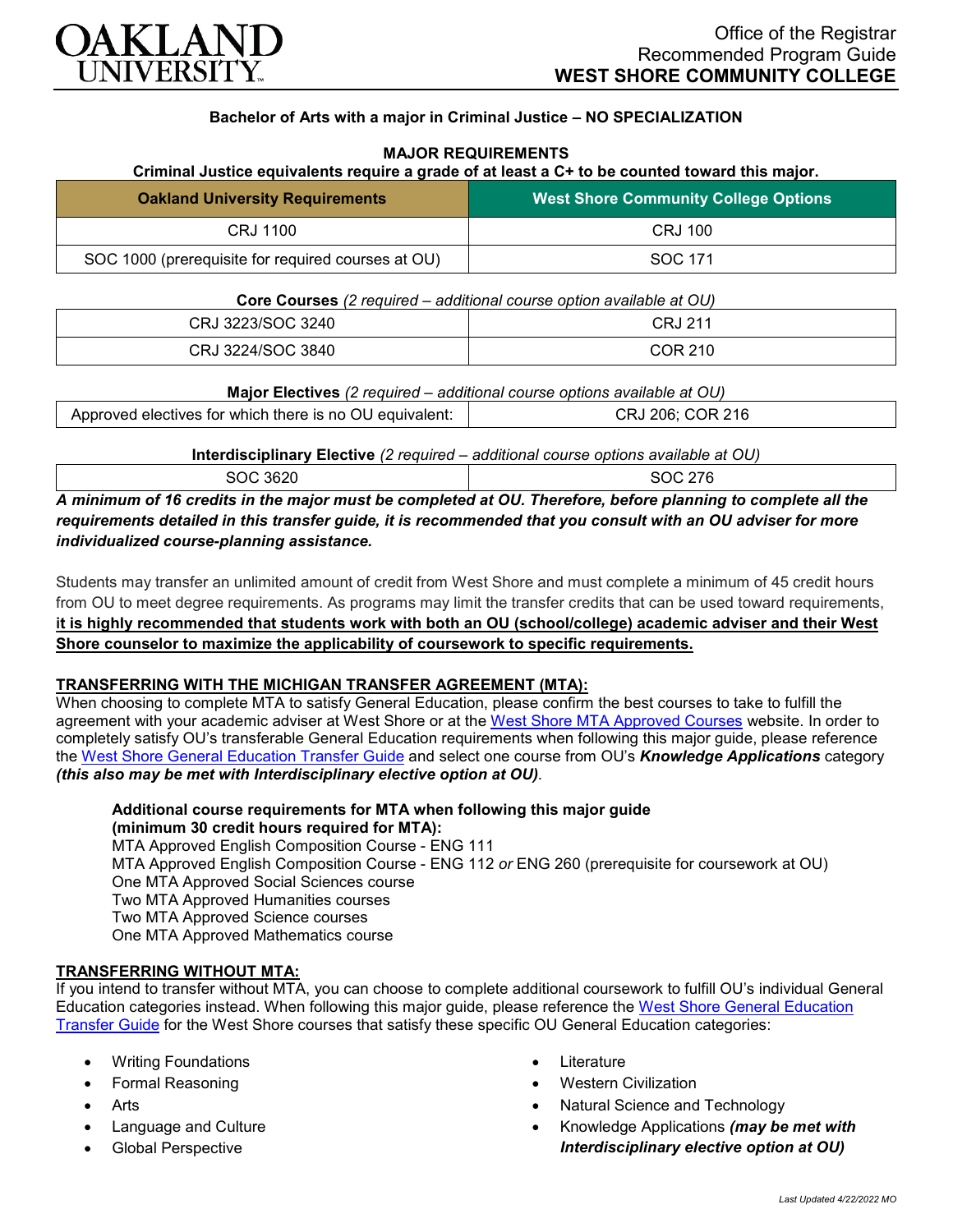Office of the Registrar
Recommended Program Guide
**WEST SHORE COMMUNITY COLLEGE**

### Bachelor of Arts with a major in Criminal Justice – NO SPECIALIZATION

**MAJOR REQUIREMENTS**
**Criminal Justice equivalents require a grade of at least a C+ to be counted toward this major.**

| Oakland University Requirements | West Shore Community College Options |
|---|---|
| CRJ 1100 | CRJ 100 |
| SOC 1000 (prerequisite for required courses at OU) | SOC 171 |

**Core Courses** *(2 required – additional course option available at OU)*

| | |
|---|---|
| CRJ 3223/SOC 3240 | CRJ 211 |
| CRJ 3224/SOC 3840 | COR 210 |

**Major Electives** *(2 required – additional course options available at OU)*

| | |
|---|---|
| Approved electives for which there is no OU equivalent: | CRJ 206; COR 216 |

**Interdisciplinary Elective** *(2 required – additional course options available at OU)*

| | |
|---|---|
| SOC 3620 | SOC 276 |

***A minimum of 16 credits in the major must be completed at OU. Therefore, before planning to complete all the requirements detailed in this transfer guide, it is recommended that you consult with an OU adviser for more individualized course-planning assistance.***

Students may transfer an unlimited amount of credit from West Shore and must complete a minimum of 45 credit hours from OU to meet degree requirements. As programs may limit the transfer credits that can be used toward requirements, **it is highly recommended that students work with both an OU (school/college) academic adviser and their West Shore counselor to maximize the applicability of coursework to specific requirements.**

**TRANSFERRING WITH THE MICHIGAN TRANSFER AGREEMENT (MTA):**
When choosing to complete MTA to satisfy General Education, please confirm the best courses to take to fulfill the agreement with your academic adviser at West Shore or at the West Shore MTA Approved Courses website. In order to completely satisfy OU's transferable General Education requirements when following this major guide, please reference the West Shore General Education Transfer Guide and select one course from OU's ***Knowledge Applications*** category ***(this also may be met with Interdisciplinary elective option at OU)***.

**Additional course requirements for MTA when following this major guide (minimum 30 credit hours required for MTA):**
MTA Approved English Composition Course - ENG 111
MTA Approved English Composition Course - ENG 112 *or* ENG 260 (prerequisite for coursework at OU)
One MTA Approved Social Sciences course
Two MTA Approved Humanities courses
Two MTA Approved Science courses
One MTA Approved Mathematics course

**TRANSFERRING WITHOUT MTA:**
If you intend to transfer without MTA, you can choose to complete additional coursework to fulfill OU's individual General Education categories instead. When following this major guide, please reference the West Shore General Education Transfer Guide for the West Shore courses that satisfy these specific OU General Education categories:

- Writing Foundations
- Formal Reasoning
- Arts
- Language and Culture
- Global Perspective
- Literature
- Western Civilization
- Natural Science and Technology
- Knowledge Applications ***(may be met with Interdisciplinary elective option at OU)***

*Last Updated 4/22/2022 MO*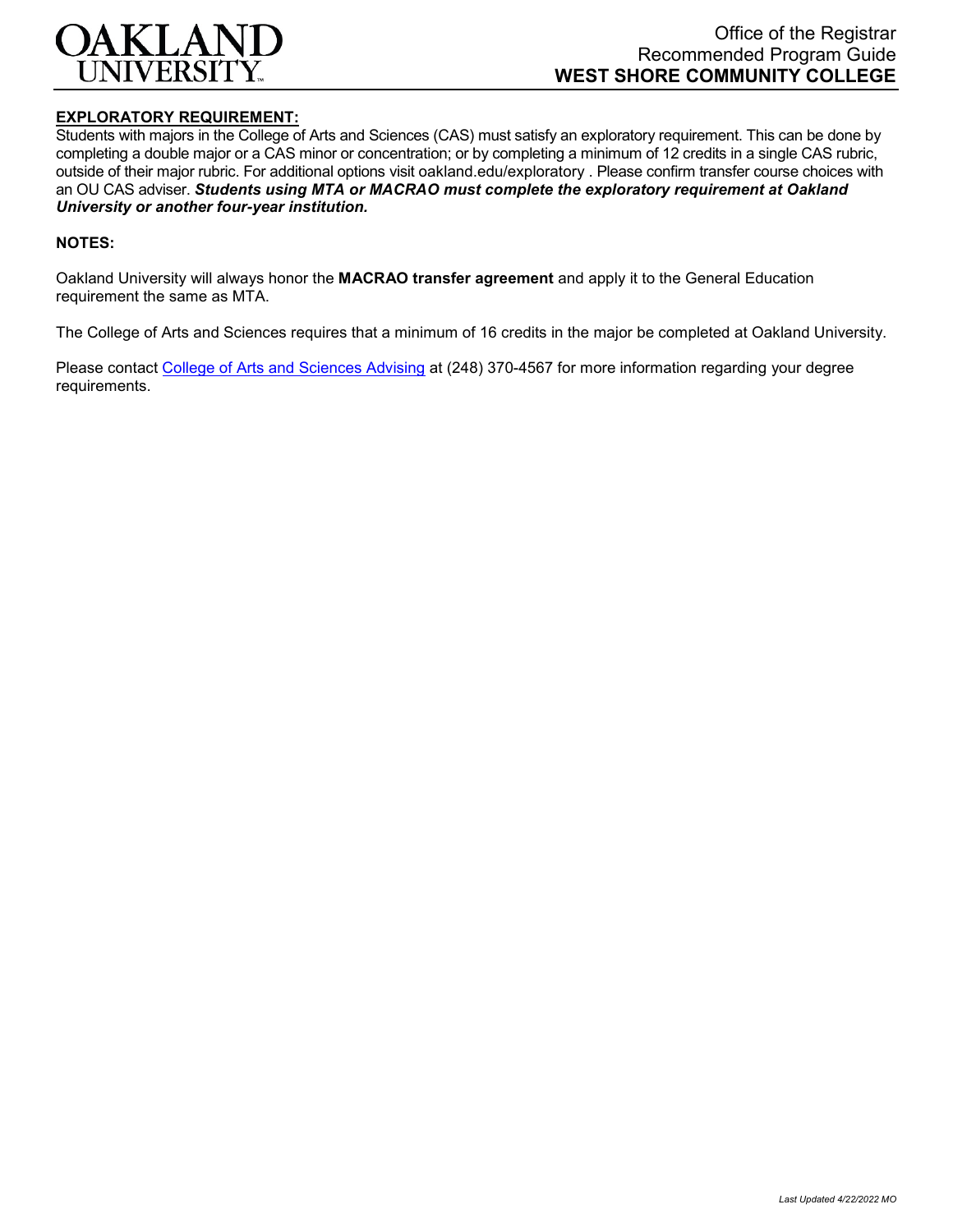## EXPLORATORY REQUIREMENT:

Students with majors in the College of Arts and Sciences (CAS) must satisfy an exploratory requirement. This can be done by completing a double major or a CAS minor or concentration; or by completing a minimum of 12 credits in a single CAS rubric, outside of their major rubric. For additional options visit oakland.edu/exploratory . Please confirm transfer course choices with an OU CAS adviser. ***Students using MTA or MACRAO must complete the exploratory requirement at Oakland University or another four-year institution.***

## NOTES:

Oakland University will always honor the **MACRAO transfer agreement** and apply it to the General Education requirement the same as MTA.

The College of Arts and Sciences requires that a minimum of 16 credits in the major be completed at Oakland University.

Please contact College of Arts and Sciences Advising at (248) 370-4567 for more information regarding your degree requirements.

*Last Updated 4/22/2022 MO*